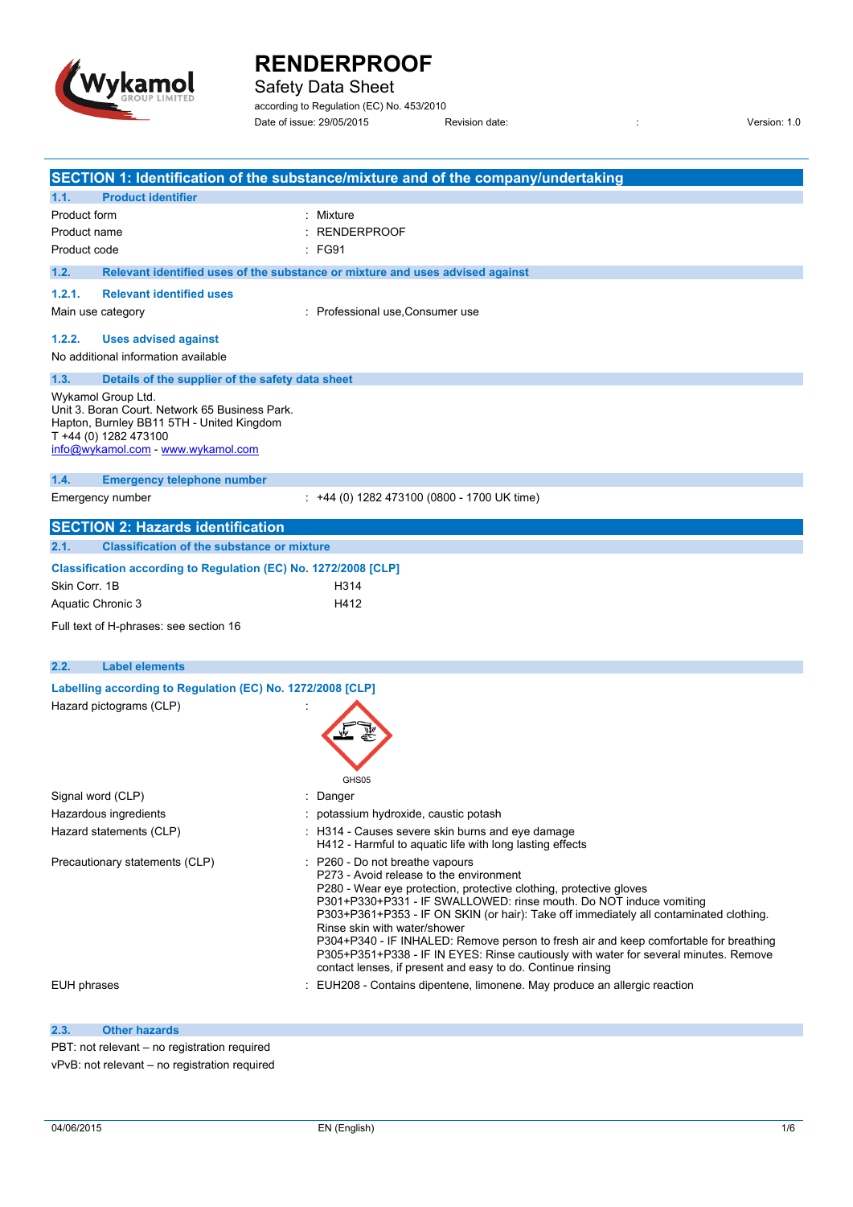# RENDERPROOF

Safety Data Sheet

according to Regulation (EC) No. 453/2010

Date of issue: 29/05/2015 Revision date: : Version: 1.0

## SECTION 1: Identification of the substance/mixture and of the company/undertaking

### 1.1. Product identifier

| | |
|---|---|
| Product form | : Mixture |
| Product name | : RENDERPROOF |
| Product code | : FG91 |

### 1.2. Relevant identified uses of the substance or mixture and uses advised against

#### 1.2.1. Relevant identified uses

| | |
|---|---|
| Main use category | : Professional use,Consumer use |

#### 1.2.2. Uses advised against

No additional information available

### 1.3. Details of the supplier of the safety data sheet

Wykamol Group Ltd.
Unit 3. Boran Court. Network 65 Business Park.
Hapton, Burnley BB11 5TH - United Kingdom
T +44 (0) 1282 473100
info@wykamol.com - www.wykamol.com

### 1.4. Emergency telephone number

| | |
|---|---|
| Emergency number | : +44 (0) 1282 473100 (0800 - 1700 UK time) |

## SECTION 2: Hazards identification

### 2.1. Classification of the substance or mixture

**Classification according to Regulation (EC) No. 1272/2008 [CLP]**

| | |
|---|---|
| Skin Corr. 1B | H314 |
| Aquatic Chronic 3 | H412 |

Full text of H-phrases: see section 16

### 2.2. Label elements

**Labelling according to Regulation (EC) No. 1272/2008 [CLP]**

Hazard pictograms (CLP) :

GHS05

Signal word (CLP) : Danger

Hazardous ingredients : potassium hydroxide, caustic potash

Hazard statements (CLP) :
- H314 - Causes severe skin burns and eye damage
- H412 - Harmful to aquatic life with long lasting effects

Precautionary statements (CLP) :
- P260 - Do not breathe vapours
- P273 - Avoid release to the environment
- P280 - Wear eye protection, protective clothing, protective gloves
- P301+P330+P331 - IF SWALLOWED: rinse mouth. Do NOT induce vomiting
- P303+P361+P353 - IF ON SKIN (or hair): Take off immediately all contaminated clothing. Rinse skin with water/shower
- P304+P340 - IF INHALED: Remove person to fresh air and keep comfortable for breathing
- P305+P351+P338 - IF IN EYES: Rinse cautiously with water for several minutes. Remove contact lenses, if present and easy to do. Continue rinsing

EUH phrases : EUH208 - Contains dipentene, limonene. May produce an allergic reaction

### 2.3. Other hazards

PBT: not relevant – no registration required

vPvB: not relevant – no registration required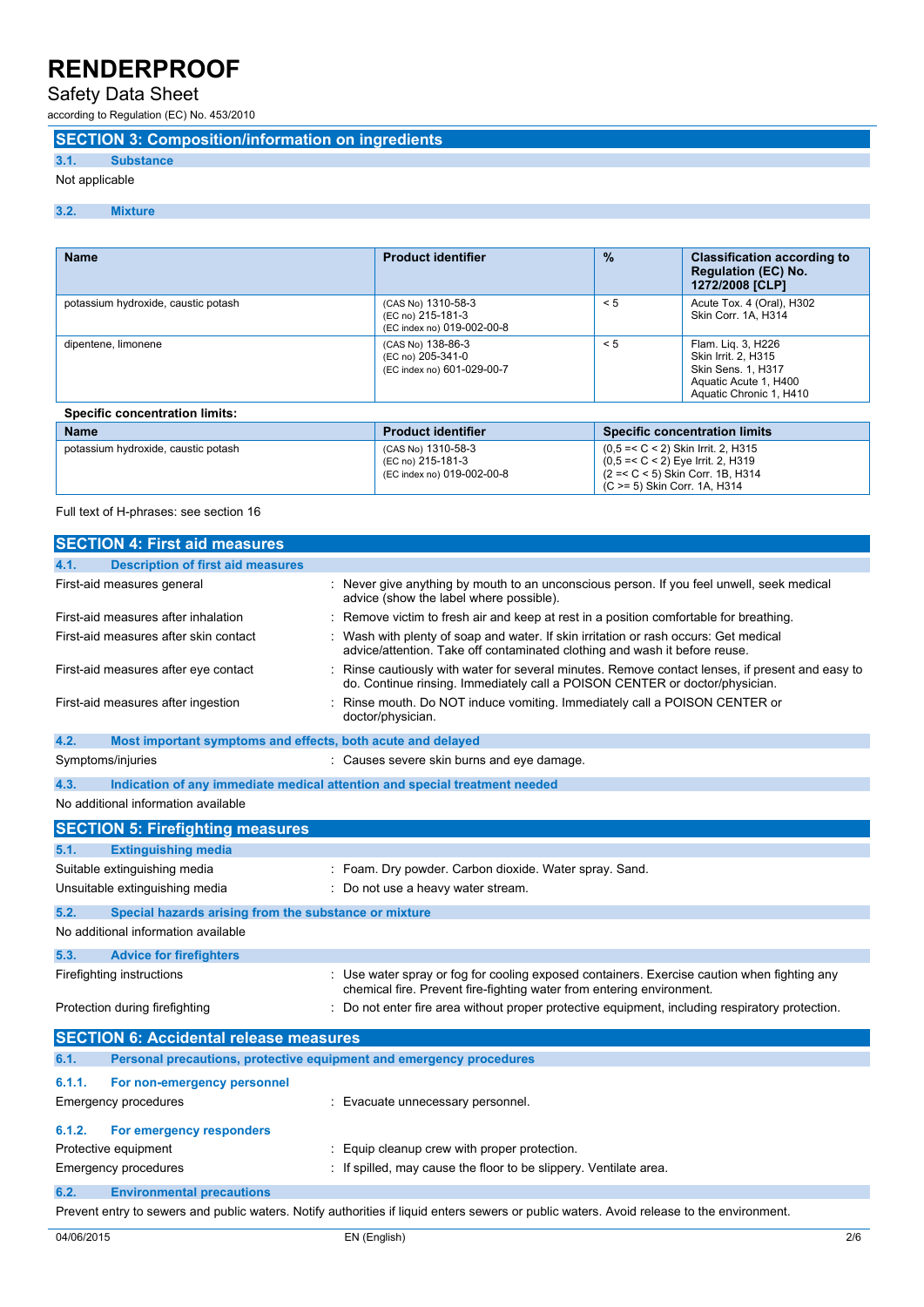## SECTION 3: Composition/information on ingredients

### 3.1. Substance

Not applicable

### 3.2. Mixture

| Name | Product identifier | % | Classification according to Regulation (EC) No. 1272/2008 [CLP] |
|---|---|---|---|
| potassium hydroxide, caustic potash | (CAS No) 1310-58-3<br>(EC no) 215-181-3<br>(EC index no) 019-002-00-8 | < 5 | Acute Tox. 4 (Oral), H302<br>Skin Corr. 1A, H314 |
| dipentene, limonene | (CAS No) 138-86-3<br>(EC no) 205-341-0<br>(EC index no) 601-029-00-7 | < 5 | Flam. Liq. 3, H226<br>Skin Irrit. 2, H315<br>Skin Sens. 1, H317<br>Aquatic Acute 1, H400<br>Aquatic Chronic 1, H410 |

**Specific concentration limits:**

| Name | Product identifier | Specific concentration limits |
|---|---|---|
| potassium hydroxide, caustic potash | (CAS No) 1310-58-3<br>(EC no) 215-181-3<br>(EC index no) 019-002-00-8 | (0,5 =< C < 2) Skin Irrit. 2, H315<br>(0,5 =< C < 2) Eye Irrit. 2, H319<br>(2 =< C < 5) Skin Corr. 1B, H314<br>(C >= 5) Skin Corr. 1A, H314 |

Full text of H-phrases: see section 16

## SECTION 4: First aid measures

### 4.1. Description of first aid measures

First-aid measures general : Never give anything by mouth to an unconscious person. If you feel unwell, seek medical advice (show the label where possible).

First-aid measures after inhalation : Remove victim to fresh air and keep at rest in a position comfortable for breathing.

First-aid measures after skin contact : Wash with plenty of soap and water. If skin irritation or rash occurs: Get medical advice/attention. Take off contaminated clothing and wash it before reuse.

First-aid measures after eye contact : Rinse cautiously with water for several minutes. Remove contact lenses, if present and easy to do. Continue rinsing. Immediately call a POISON CENTER or doctor/physician.

First-aid measures after ingestion : Rinse mouth. Do NOT induce vomiting. Immediately call a POISON CENTER or doctor/physician.

### 4.2. Most important symptoms and effects, both acute and delayed

Symptoms/injuries : Causes severe skin burns and eye damage.

### 4.3. Indication of any immediate medical attention and special treatment needed

No additional information available

## SECTION 5: Firefighting measures

### 5.1. Extinguishing media

Suitable extinguishing media : Foam. Dry powder. Carbon dioxide. Water spray. Sand.

Unsuitable extinguishing media : Do not use a heavy water stream.

### 5.2. Special hazards arising from the substance or mixture

No additional information available

### 5.3. Advice for firefighters

Firefighting instructions : Use water spray or fog for cooling exposed containers. Exercise caution when fighting any chemical fire. Prevent fire-fighting water from entering environment.

Protection during firefighting : Do not enter fire area without proper protective equipment, including respiratory protection.

## SECTION 6: Accidental release measures

### 6.1. Personal precautions, protective equipment and emergency procedures

#### 6.1.1. For non-emergency personnel

Emergency procedures : Evacuate unnecessary personnel.

#### 6.1.2. For emergency responders

Protective equipment : Equip cleanup crew with proper protection.

Emergency procedures : If spilled, may cause the floor to be slippery. Ventilate area.

### 6.2. Environmental precautions

Prevent entry to sewers and public waters. Notify authorities if liquid enters sewers or public waters. Avoid release to the environment.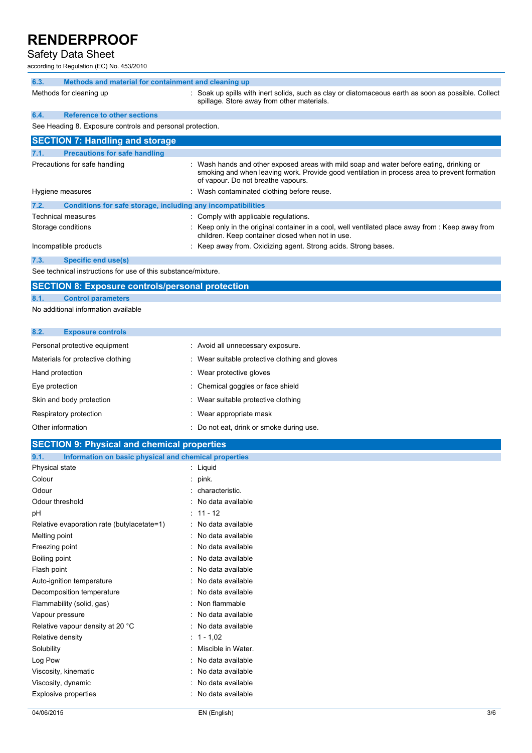### 6.3. Methods and material for containment and cleaning up

| | |
|---|---|
| Methods for cleaning up | : Soak up spills with inert solids, such as clay or diatomaceous earth as soon as possible. Collect spillage. Store away from other materials. |

### 6.4. Reference to other sections

See Heading 8. Exposure controls and personal protection.

## SECTION 7: Handling and storage

### 7.1. Precautions for safe handling

| | |
|---|---|
| Precautions for safe handling | : Wash hands and other exposed areas with mild soap and water before eating, drinking or smoking and when leaving work. Provide good ventilation in process area to prevent formation of vapour. Do not breathe vapours. |
| Hygiene measures | : Wash contaminated clothing before reuse. |

### 7.2. Conditions for safe storage, including any incompatibilities

| | |
|---|---|
| Technical measures | : Comply with applicable regulations. |
| Storage conditions | : Keep only in the original container in a cool, well ventilated place away from : Keep away from children. Keep container closed when not in use. |
| Incompatible products | : Keep away from. Oxidizing agent. Strong acids. Strong bases. |

### 7.3. Specific end use(s)

See technical instructions for use of this substance/mixture.

## SECTION 8: Exposure controls/personal protection

### 8.1. Control parameters

No additional information available

### 8.2. Exposure controls

| | |
|---|---|
| Personal protective equipment | : Avoid all unnecessary exposure. |
| Materials for protective clothing | : Wear suitable protective clothing and gloves |
| Hand protection | : Wear protective gloves |
| Eye protection | : Chemical goggles or face shield |
| Skin and body protection | : Wear suitable protective clothing |
| Respiratory protection | : Wear appropriate mask |
| Other information | : Do not eat, drink or smoke during use. |

## SECTION 9: Physical and chemical properties

### 9.1. Information on basic physical and chemical properties

| | |
|---|---|
| Physical state | : Liquid |
| Colour | : pink. |
| Odour | : characteristic. |
| Odour threshold | : No data available |
| pH | : 11 - 12 |
| Relative evaporation rate (butylacetate=1) | : No data available |
| Melting point | : No data available |
| Freezing point | : No data available |
| Boiling point | : No data available |
| Flash point | : No data available |
| Auto-ignition temperature | : No data available |
| Decomposition temperature | : No data available |
| Flammability (solid, gas) | : Non flammable |
| Vapour pressure | : No data available |
| Relative vapour density at 20 °C | : No data available |
| Relative density | : 1 - 1,02 |
| Solubility | : Miscible in Water. |
| Log Pow | : No data available |
| Viscosity, kinematic | : No data available |
| Viscosity, dynamic | : No data available |
| Explosive properties | : No data available |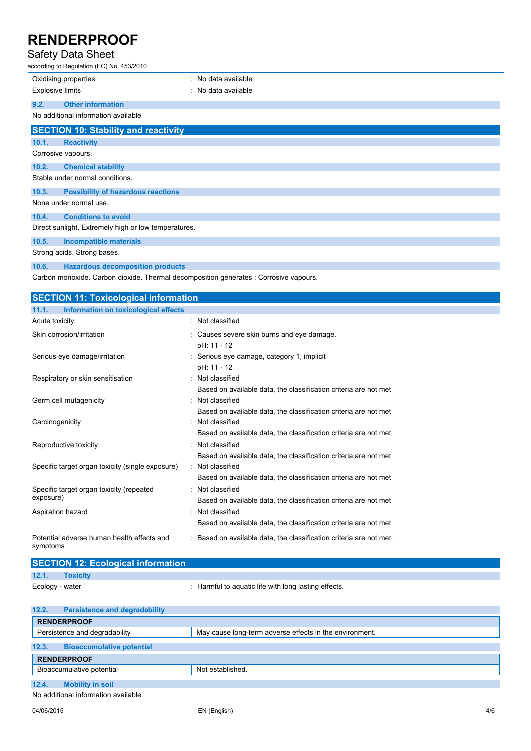| | |
|---|---|
| Oxidising properties | : No data available |
| Explosive limits | : No data available |

### 9.2. Other information

No additional information available

## SECTION 10: Stability and reactivity

### 10.1. Reactivity

Corrosive vapours.

### 10.2. Chemical stability

Stable under normal conditions.

### 10.3. Possibility of hazardous reactions

None under normal use.

### 10.4. Conditions to avoid

Direct sunlight. Extremely high or low temperatures.

### 10.5. Incompatible materials

Strong acids. Strong bases.

### 10.6. Hazardous decomposition products

Carbon monoxide. Carbon dioxide. Thermal decomposition generates : Corrosive vapours.

## SECTION 11: Toxicological information

### 11.1. Information on toxicological effects

| | |
|---|---|
| Acute toxicity | : Not classified |
| Skin corrosion/irritation | : Causes severe skin burns and eye damage.<br>pH: 11 - 12 |
| Serious eye damage/irritation | : Serious eye damage, category 1, implicit<br>pH: 11 - 12 |
| Respiratory or skin sensitisation | : Not classified<br>Based on available data, the classification criteria are not met |
| Germ cell mutagenicity | : Not classified<br>Based on available data, the classification criteria are not met |
| Carcinogenicity | : Not classified<br>Based on available data, the classification criteria are not met |
| Reproductive toxicity | : Not classified<br>Based on available data, the classification criteria are not met |
| Specific target organ toxicity (single exposure) | : Not classified<br>Based on available data, the classification criteria are not met |
| Specific target organ toxicity (repeated exposure) | : Not classified<br>Based on available data, the classification criteria are not met |
| Aspiration hazard | : Not classified<br>Based on available data, the classification criteria are not met |
| Potential adverse human health effects and symptoms | : Based on available data, the classification criteria are not met. |

## SECTION 12: Ecological information

### 12.1. Toxicity

| | |
|---|---|
| Ecology - water | : Harmful to aquatic life with long lasting effects. |

### 12.2. Persistence and degradability

| RENDERPROOF | |
|---|---|
| Persistence and degradability | May cause long-term adverse effects in the environment. |

### 12.3. Bioaccumulative potential

| RENDERPROOF | |
|---|---|
| Bioaccumulative potential | Not established. |

### 12.4. Mobility in soil

No additional information available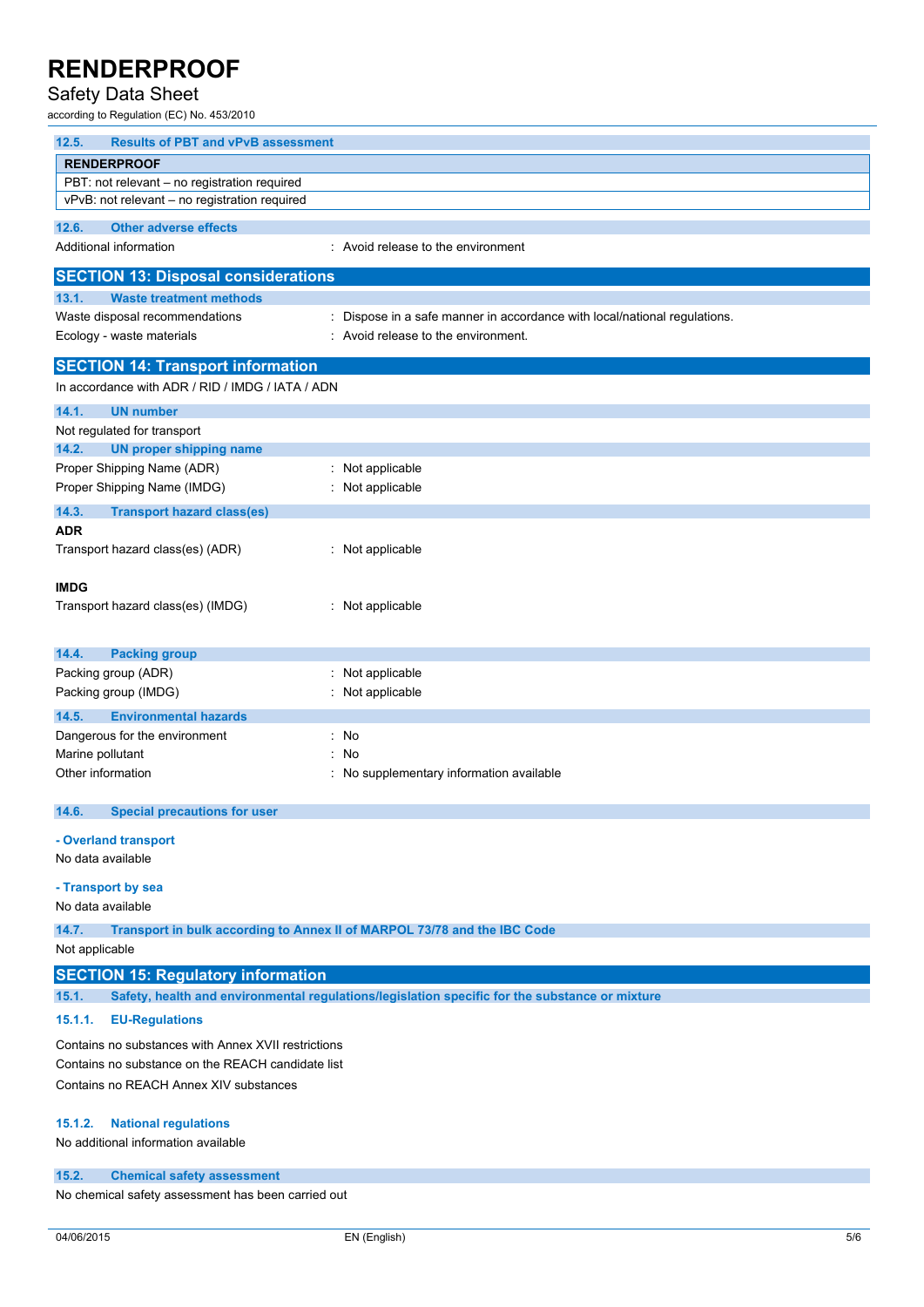### 12.5. Results of PBT and vPvB assessment

| RENDERPROOF |
|---|
| PBT: not relevant – no registration required |
| vPvB: not relevant – no registration required |

### 12.6. Other adverse effects

Additional information : Avoid release to the environment

## SECTION 13: Disposal considerations

### 13.1. Waste treatment methods

Waste disposal recommendations : Dispose in a safe manner in accordance with local/national regulations.

Ecology - waste materials : Avoid release to the environment.

## SECTION 14: Transport information

In accordance with ADR / RID / IMDG / IATA / ADN

### 14.1. UN number

Not regulated for transport

### 14.2. UN proper shipping name

Proper Shipping Name (ADR) : Not applicable

Proper Shipping Name (IMDG) : Not applicable

### 14.3. Transport hazard class(es)

**ADR**

Transport hazard class(es) (ADR) : Not applicable

**IMDG**

Transport hazard class(es) (IMDG) : Not applicable

### 14.4. Packing group

Packing group (ADR) : Not applicable

Packing group (IMDG) : Not applicable

### 14.5. Environmental hazards

Dangerous for the environment : No

Marine pollutant : No

Other information : No supplementary information available

### 14.6. Special precautions for user

**- Overland transport**

No data available

**- Transport by sea**

No data available

### 14.7. Transport in bulk according to Annex II of MARPOL 73/78 and the IBC Code

Not applicable

## SECTION 15: Regulatory information

### 15.1. Safety, health and environmental regulations/legislation specific for the substance or mixture

#### 15.1.1. EU-Regulations

Contains no substances with Annex XVII restrictions

Contains no substance on the REACH candidate list

Contains no REACH Annex XIV substances

#### 15.1.2. National regulations

No additional information available

### 15.2. Chemical safety assessment

No chemical safety assessment has been carried out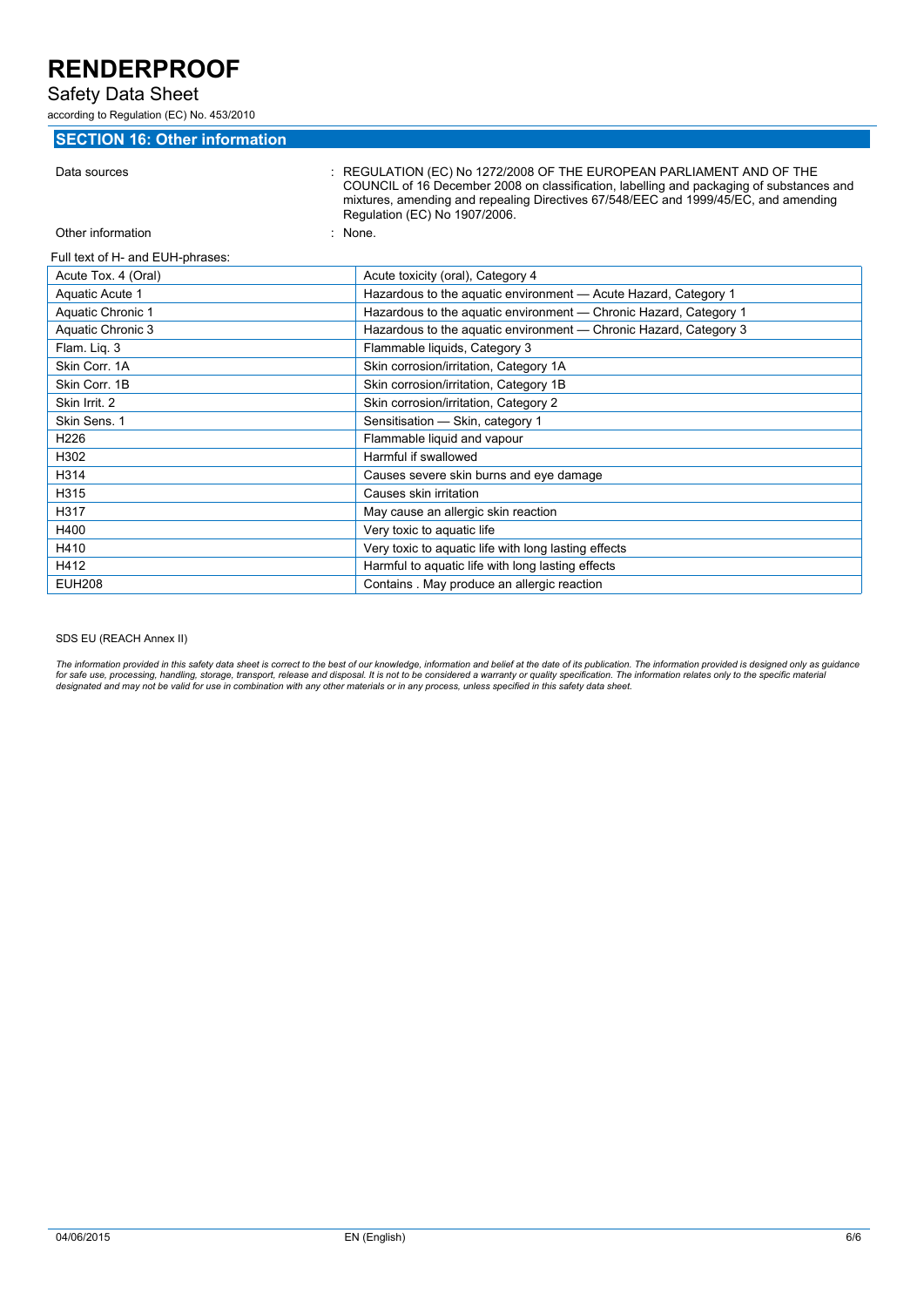## SECTION 16: Other information

Data sources : REGULATION (EC) No 1272/2008 OF THE EUROPEAN PARLIAMENT AND OF THE COUNCIL of 16 December 2008 on classification, labelling and packaging of substances and mixtures, amending and repealing Directives 67/548/EEC and 1999/45/EC, and amending Regulation (EC) No 1907/2006.

Other information : None.

Full text of H- and EUH-phrases:

| | |
|---|---|
| Acute Tox. 4 (Oral) | Acute toxicity (oral), Category 4 |
| Aquatic Acute 1 | Hazardous to the aquatic environment — Acute Hazard, Category 1 |
| Aquatic Chronic 1 | Hazardous to the aquatic environment — Chronic Hazard, Category 1 |
| Aquatic Chronic 3 | Hazardous to the aquatic environment — Chronic Hazard, Category 3 |
| Flam. Liq. 3 | Flammable liquids, Category 3 |
| Skin Corr. 1A | Skin corrosion/irritation, Category 1A |
| Skin Corr. 1B | Skin corrosion/irritation, Category 1B |
| Skin Irrit. 2 | Skin corrosion/irritation, Category 2 |
| Skin Sens. 1 | Sensitisation — Skin, category 1 |
| H226 | Flammable liquid and vapour |
| H302 | Harmful if swallowed |
| H314 | Causes severe skin burns and eye damage |
| H315 | Causes skin irritation |
| H317 | May cause an allergic skin reaction |
| H400 | Very toxic to aquatic life |
| H410 | Very toxic to aquatic life with long lasting effects |
| H412 | Harmful to aquatic life with long lasting effects |
| EUH208 | Contains . May produce an allergic reaction |

SDS EU (REACH Annex II)

*The information provided in this safety data sheet is correct to the best of our knowledge, information and belief at the date of its publication. The information provided is designed only as guidance for safe use, processing, handling, storage, transport, release and disposal. It is not to be considered a warranty or quality specification. The information relates only to the specific material designated and may not be valid for use in combination with any other materials or in any process, unless specified in this safety data sheet.*